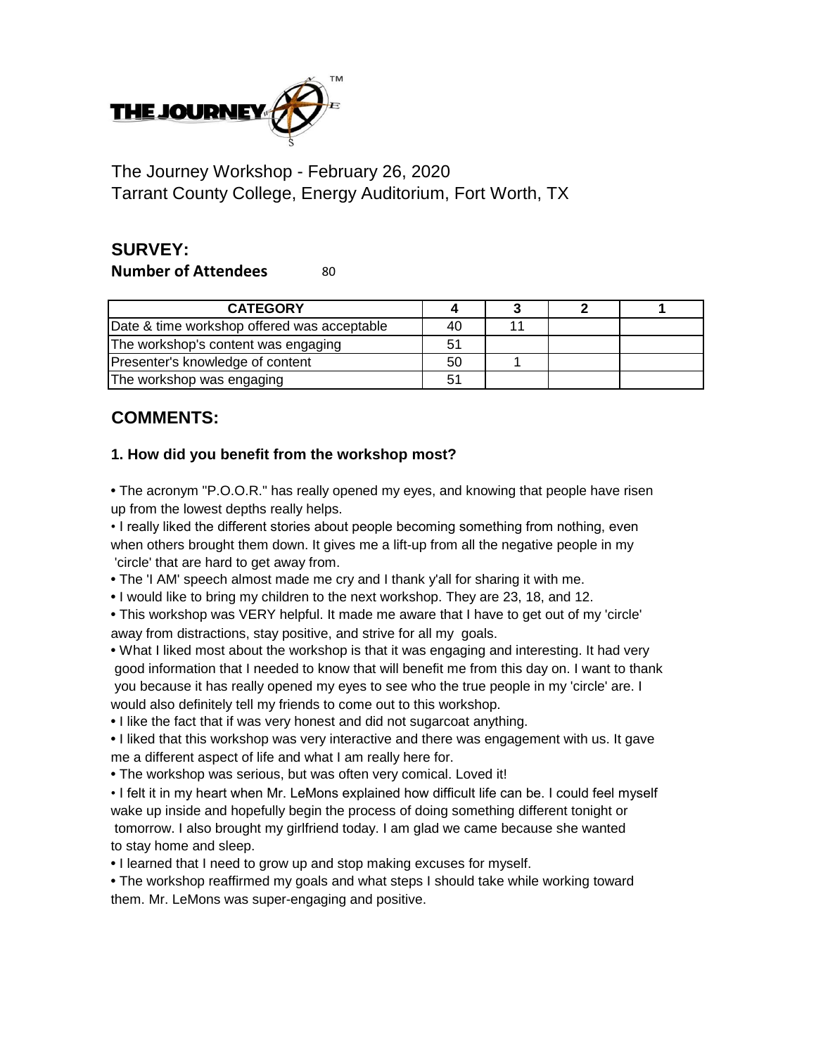The Journey Workshop - February 26, 2020
Tarrant County College, Energy Auditorium, Fort Worth, TX

## SURVEY:

**Number of Attendees** 80

| CATEGORY | 4 | 3 | 2 | 1 |
|---|---|---|---|---|
| Date & time workshop offered was acceptable | 40 | 11 | | |
| The workshop's content was engaging | 51 | | | |
| Presenter's knowledge of content | 50 | 1 | | |
| The workshop was engaging | 51 | | | |

## COMMENTS:

### 1. How did you benefit from the workshop most?

- The acronym "P.O.O.R." has really opened my eyes, and knowing that people have risen up from the lowest depths really helps.
- I really liked the different stories about people becoming something from nothing, even when others brought them down. It gives me a lift-up from all the negative people in my 'circle' that are hard to get away from.
- The 'I AM' speech almost made me cry and I thank y'all for sharing it with me.
- I would like to bring my children to the next workshop. They are 23, 18, and 12.
- This workshop was VERY helpful. It made me aware that I have to get out of my 'circle' away from distractions, stay positive, and strive for all my goals.
- What I liked most about the workshop is that it was engaging and interesting. It had very good information that I needed to know that will benefit me from this day on. I want to thank you because it has really opened my eyes to see who the true people in my 'circle' are. I would also definitely tell my friends to come out to this workshop.
- I like the fact that if was very honest and did not sugarcoat anything.
- I liked that this workshop was very interactive and there was engagement with us. It gave me a different aspect of life and what I am really here for.
- The workshop was serious, but was often very comical. Loved it!
- I felt it in my heart when Mr. LeMons explained how difficult life can be. I could feel myself wake up inside and hopefully begin the process of doing something different tonight or tomorrow. I also brought my girlfriend today. I am glad we came because she wanted to stay home and sleep.
- I learned that I need to grow up and stop making excuses for myself.
- The workshop reaffirmed my goals and what steps I should take while working toward them. Mr. LeMons was super-engaging and positive.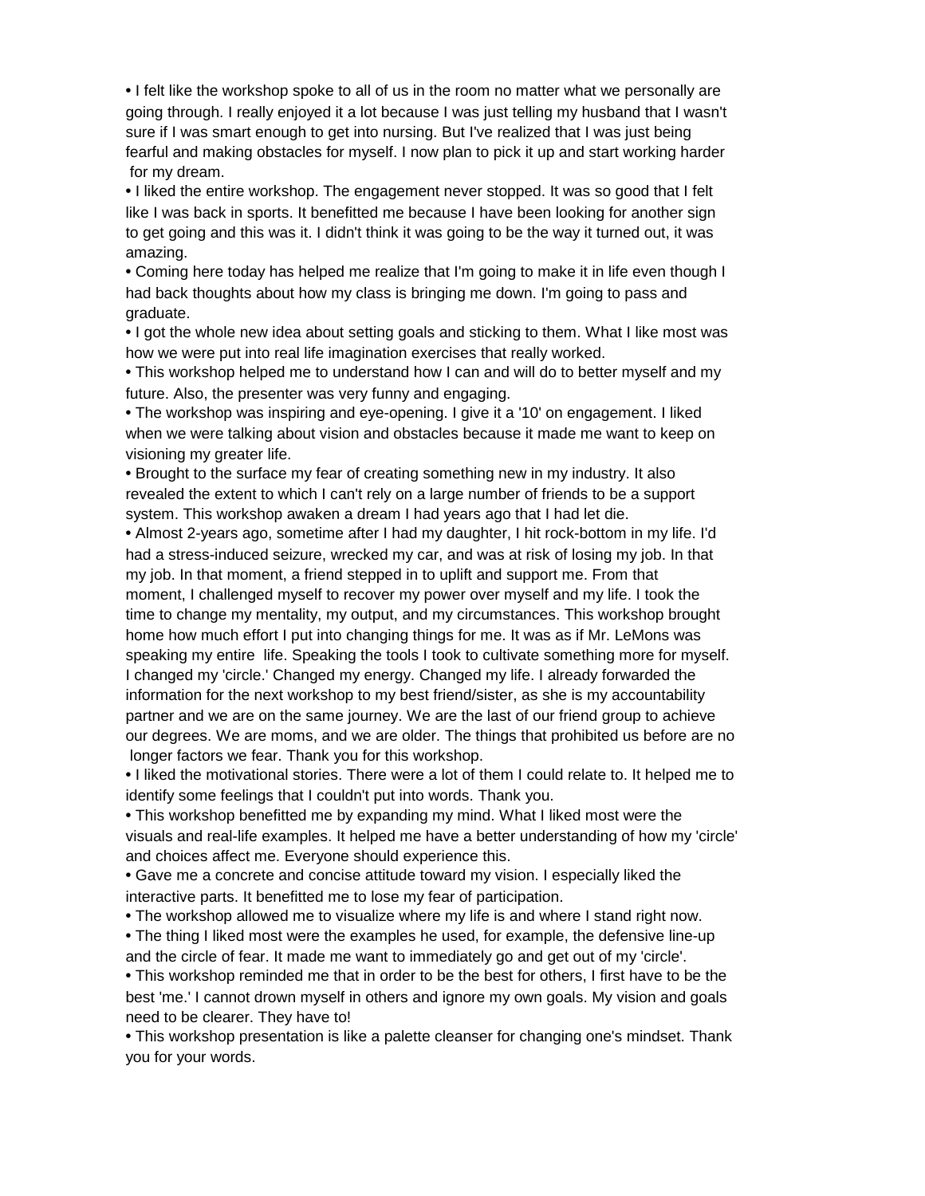- I felt like the workshop spoke to all of us in the room no matter what we personally are going through. I really enjoyed it a lot because I was just telling my husband that I wasn't sure if I was smart enough to get into nursing. But I've realized that I was just being fearful and making obstacles for myself. I now plan to pick it up and start working harder for my dream.
- I liked the entire workshop. The engagement never stopped. It was so good that I felt like I was back in sports. It benefitted me because I have been looking for another sign to get going and this was it. I didn't think it was going to be the way it turned out, it was amazing.
- Coming here today has helped me realize that I'm going to make it in life even though I had back thoughts about how my class is bringing me down. I'm going to pass and graduate.
- I got the whole new idea about setting goals and sticking to them. What I like most was how we were put into real life imagination exercises that really worked.
- This workshop helped me to understand how I can and will do to better myself and my future. Also, the presenter was very funny and engaging.
- The workshop was inspiring and eye-opening. I give it a '10' on engagement. I liked when we were talking about vision and obstacles because it made me want to keep on visioning my greater life.
- Brought to the surface my fear of creating something new in my industry. It also revealed the extent to which I can't rely on a large number of friends to be a support system. This workshop awaken a dream I had years ago that I had let die.
- Almost 2-years ago, sometime after I had my daughter, I hit rock-bottom in my life. I'd had a stress-induced seizure, wrecked my car, and was at risk of losing my job. In that my job. In that moment, a friend stepped in to uplift and support me. From that moment, I challenged myself to recover my power over myself and my life. I took the time to change my mentality, my output, and my circumstances. This workshop brought home how much effort I put into changing things for me. It was as if Mr. LeMons was speaking my entire life. Speaking the tools I took to cultivate something more for myself. I changed my 'circle.' Changed my energy. Changed my life. I already forwarded the information for the next workshop to my best friend/sister, as she is my accountability partner and we are on the same journey. We are the last of our friend group to achieve our degrees. We are moms, and we are older. The things that prohibited us before are no longer factors we fear. Thank you for this workshop.
- I liked the motivational stories. There were a lot of them I could relate to. It helped me to identify some feelings that I couldn't put into words. Thank you.
- This workshop benefitted me by expanding my mind. What I liked most were the visuals and real-life examples. It helped me have a better understanding of how my 'circle' and choices affect me. Everyone should experience this.
- Gave me a concrete and concise attitude toward my vision. I especially liked the interactive parts. It benefitted me to lose my fear of participation.
- The workshop allowed me to visualize where my life is and where I stand right now.
- The thing I liked most were the examples he used, for example, the defensive line-up and the circle of fear. It made me want to immediately go and get out of my 'circle'.
- This workshop reminded me that in order to be the best for others, I first have to be the best 'me.' I cannot drown myself in others and ignore my own goals. My vision and goals need to be clearer. They have to!
- This workshop presentation is like a palette cleanser for changing one's mindset. Thank you for your words.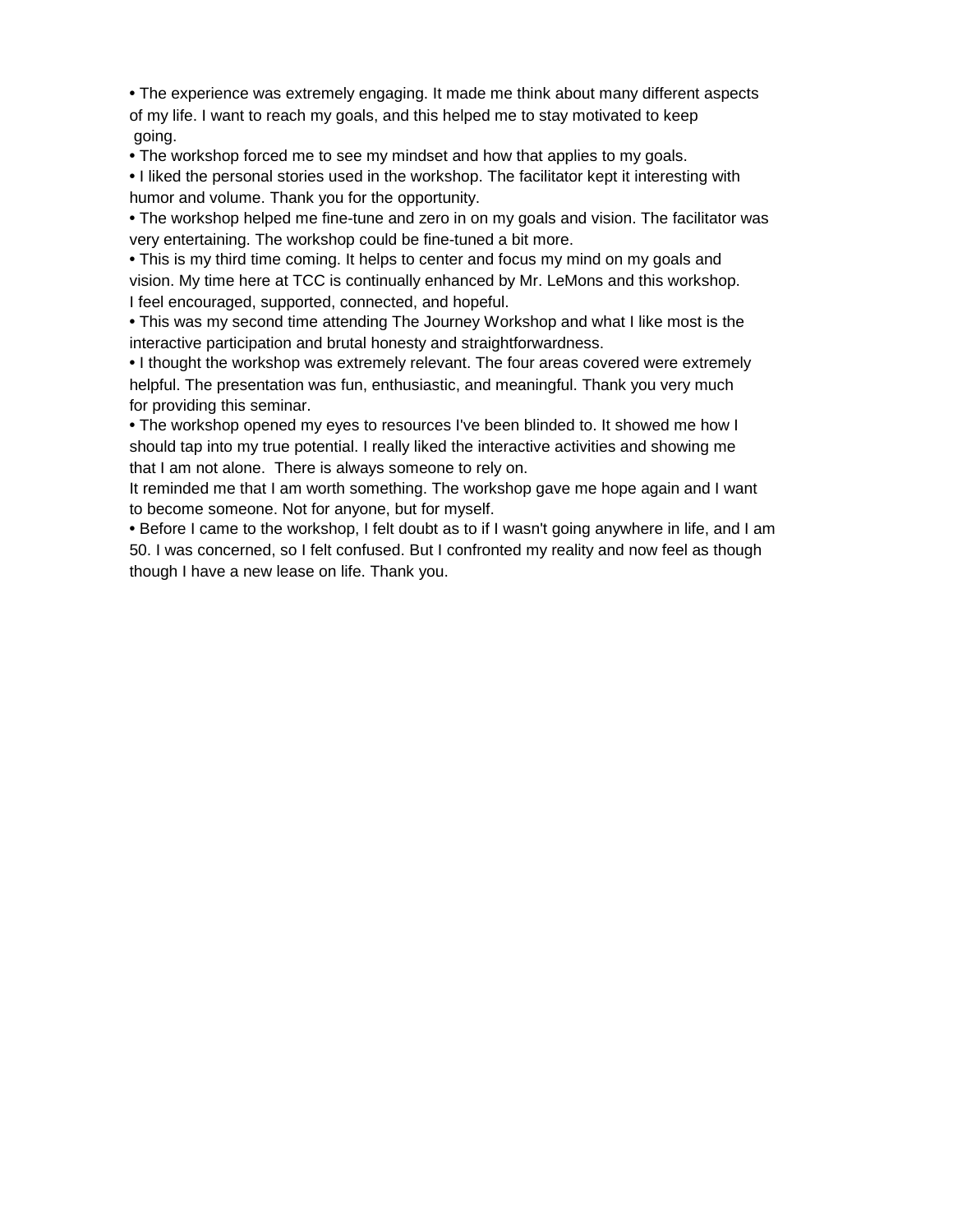- The experience was extremely engaging. It made me think about many different aspects of my life. I want to reach my goals, and this helped me to stay motivated to keep going.
- The workshop forced me to see my mindset and how that applies to my goals.
- I liked the personal stories used in the workshop. The facilitator kept it interesting with humor and volume. Thank you for the opportunity.
- The workshop helped me fine-tune and zero in on my goals and vision. The facilitator was very entertaining. The workshop could be fine-tuned a bit more.
- This is my third time coming. It helps to center and focus my mind on my goals and vision. My time here at TCC is continually enhanced by Mr. LeMons and this workshop. I feel encouraged, supported, connected, and hopeful.
- This was my second time attending The Journey Workshop and what I like most is the interactive participation and brutal honesty and straightforwardness.
- I thought the workshop was extremely relevant. The four areas covered were extremely helpful. The presentation was fun, enthusiastic, and meaningful. Thank you very much for providing this seminar.
- The workshop opened my eyes to resources I've been blinded to. It showed me how I should tap into my true potential. I really liked the interactive activities and showing me that I am not alone. There is always someone to rely on.

It reminded me that I am worth something. The workshop gave me hope again and I want to become someone. Not for anyone, but for myself.

- Before I came to the workshop, I felt doubt as to if I wasn't going anywhere in life, and I am 50. I was concerned, so I felt confused. But I confronted my reality and now feel as though though I have a new lease on life. Thank you.